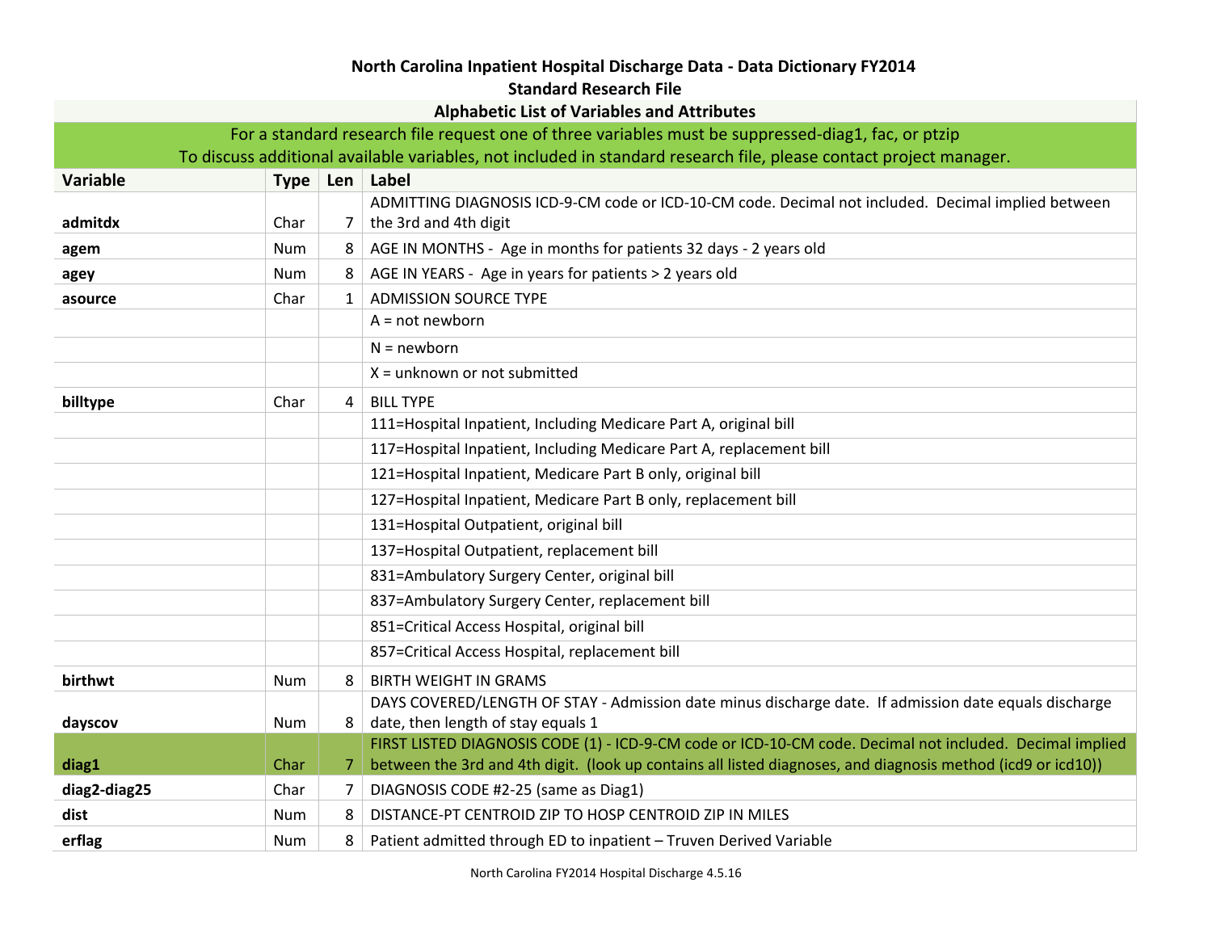# North Carolina Inpatient Hospital Discharge Data - Data Dictionary FY2014

## Standard Research File

### Alphabetic List of Variables and Attributes

For a standard research file request one of three variables must be suppressed-diag1, fac, or ptzip
To discuss additional available variables, not included in standard research file, please contact project manager.

| Variable | Type | Len | Label |
|---|---|---|---|
| **admitdx** | Char | 7 | ADMITTING DIAGNOSIS ICD-9-CM code or ICD-10-CM code. Decimal not included. Decimal implied between the 3rd and 4th digit |
| **agem** | Num | 8 | AGE IN MONTHS - Age in months for patients 32 days - 2 years old |
| **agey** | Num | 8 | AGE IN YEARS - Age in years for patients > 2 years old |
| **asource** | Char | 1 | ADMISSION SOURCE TYPE |
| | | | A = not newborn |
| | | | N = newborn |
| | | | X = unknown or not submitted |
| **billtype** | Char | 4 | BILL TYPE |
| | | | 111=Hospital Inpatient, Including Medicare Part A, original bill |
| | | | 117=Hospital Inpatient, Including Medicare Part A, replacement bill |
| | | | 121=Hospital Inpatient, Medicare Part B only, original bill |
| | | | 127=Hospital Inpatient, Medicare Part B only, replacement bill |
| | | | 131=Hospital Outpatient, original bill |
| | | | 137=Hospital Outpatient, replacement bill |
| | | | 831=Ambulatory Surgery Center, original bill |
| | | | 837=Ambulatory Surgery Center, replacement bill |
| | | | 851=Critical Access Hospital, original bill |
| | | | 857=Critical Access Hospital, replacement bill |
| **birthwt** | Num | 8 | BIRTH WEIGHT IN GRAMS |
| **dayscov** | Num | 8 | DAYS COVERED/LENGTH OF STAY - Admission date minus discharge date. If admission date equals discharge date, then length of stay equals 1 |
| **diag1** | Char | 7 | FIRST LISTED DIAGNOSIS CODE (1) - ICD-9-CM code or ICD-10-CM code. Decimal not included. Decimal implied between the 3rd and 4th digit. (look up contains all listed diagnoses, and diagnosis method (icd9 or icd10)) |
| **diag2-diag25** | Char | 7 | DIAGNOSIS CODE #2-25 (same as Diag1) |
| **dist** | Num | 8 | DISTANCE-PT CENTROID ZIP TO HOSP CENTROID ZIP IN MILES |
| **erflag** | Num | 8 | Patient admitted through ED to inpatient – Truven Derived Variable |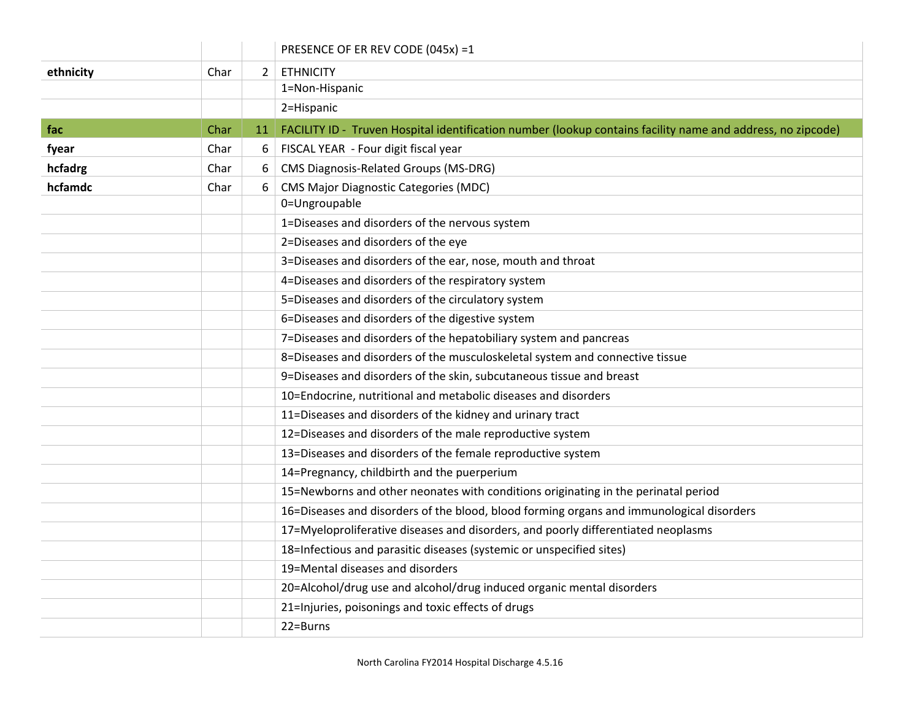| | | | |
|---|---|---|---|
| | | | PRESENCE OF ER REV CODE (045x) =1 |
| **ethnicity** | Char | 2 | ETHNICITY |
| | | | 1=Non-Hispanic |
| | | | 2=Hispanic |
| **fac** | Char | 11 | FACILITY ID -  Truven Hospital identification number (lookup contains facility name and address, no zipcode) |
| **fyear** | Char | 6 | FISCAL YEAR  - Four digit fiscal year |
| **hcfadrg** | Char | 6 | CMS Diagnosis-Related Groups (MS-DRG) |
| **hcfamdc** | Char | 6 | CMS Major Diagnostic Categories (MDC) |
| | | | 0=Ungroupable |
| | | | 1=Diseases and disorders of the nervous system |
| | | | 2=Diseases and disorders of the eye |
| | | | 3=Diseases and disorders of the ear, nose, mouth and throat |
| | | | 4=Diseases and disorders of the respiratory system |
| | | | 5=Diseases and disorders of the circulatory system |
| | | | 6=Diseases and disorders of the digestive system |
| | | | 7=Diseases and disorders of the hepatobiliary system and pancreas |
| | | | 8=Diseases and disorders of the musculoskeletal system and connective tissue |
| | | | 9=Diseases and disorders of the skin, subcutaneous tissue and breast |
| | | | 10=Endocrine, nutritional and metabolic diseases and disorders |
| | | | 11=Diseases and disorders of the kidney and urinary tract |
| | | | 12=Diseases and disorders of the male reproductive system |
| | | | 13=Diseases and disorders of the female reproductive system |
| | | | 14=Pregnancy, childbirth and the puerperium |
| | | | 15=Newborns and other neonates with conditions originating in the perinatal period |
| | | | 16=Diseases and disorders of the blood, blood forming organs and immunological disorders |
| | | | 17=Myeloproliferative diseases and disorders, and poorly differentiated neoplasms |
| | | | 18=Infectious and parasitic diseases (systemic or unspecified sites) |
| | | | 19=Mental diseases and disorders |
| | | | 20=Alcohol/drug use and alcohol/drug induced organic mental disorders |
| | | | 21=Injuries, poisonings and toxic effects of drugs |
| | | | 22=Burns |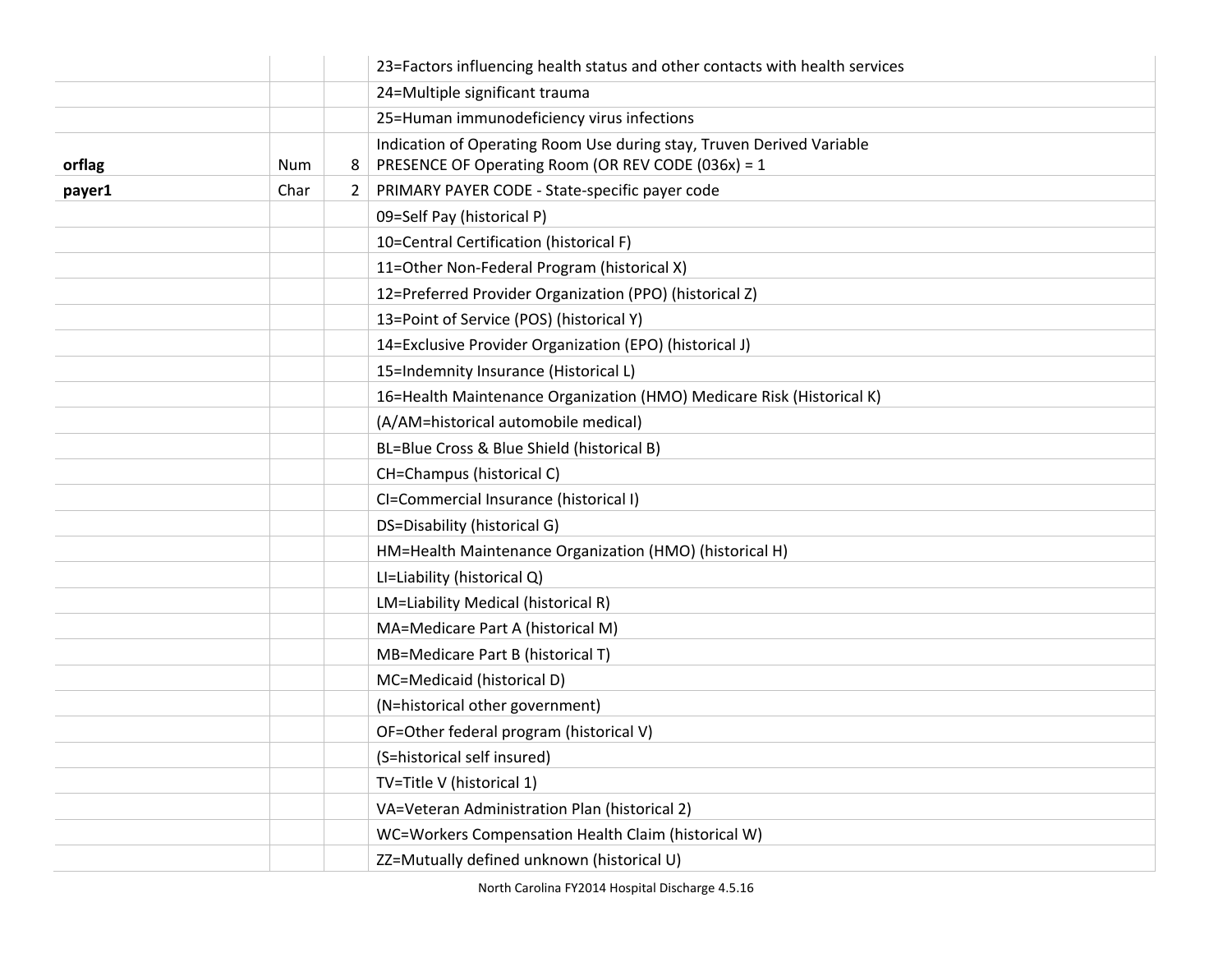| | | | |
|---|---|---|---|
| | | | 23=Factors influencing health status and other contacts with health services |
| | | | 24=Multiple significant trauma |
| | | | 25=Human immunodeficiency virus infections |
| **orflag** | Num | 8 | Indication of Operating Room Use during stay, Truven Derived Variable PRESENCE OF Operating Room (OR REV CODE (036x) = 1 |
| **payer1** | Char | 2 | PRIMARY PAYER CODE - State-specific payer code |
| | | | 09=Self Pay (historical P) |
| | | | 10=Central Certification (historical F) |
| | | | 11=Other Non-Federal Program (historical X) |
| | | | 12=Preferred Provider Organization (PPO) (historical Z) |
| | | | 13=Point of Service (POS) (historical Y) |
| | | | 14=Exclusive Provider Organization (EPO) (historical J) |
| | | | 15=Indemnity Insurance (Historical L) |
| | | | 16=Health Maintenance Organization (HMO) Medicare Risk (Historical K) |
| | | | (A/AM=historical automobile medical) |
| | | | BL=Blue Cross & Blue Shield (historical B) |
| | | | CH=Champus (historical C) |
| | | | CI=Commercial Insurance (historical I) |
| | | | DS=Disability (historical G) |
| | | | HM=Health Maintenance Organization (HMO) (historical H) |
| | | | LI=Liability (historical Q) |
| | | | LM=Liability Medical (historical R) |
| | | | MA=Medicare Part A (historical M) |
| | | | MB=Medicare Part B (historical T) |
| | | | MC=Medicaid (historical D) |
| | | | (N=historical other government) |
| | | | OF=Other federal program (historical V) |
| | | | (S=historical self insured) |
| | | | TV=Title V (historical 1) |
| | | | VA=Veteran Administration Plan (historical 2) |
| | | | WC=Workers Compensation Health Claim (historical W) |
| | | | ZZ=Mutually defined unknown (historical U) |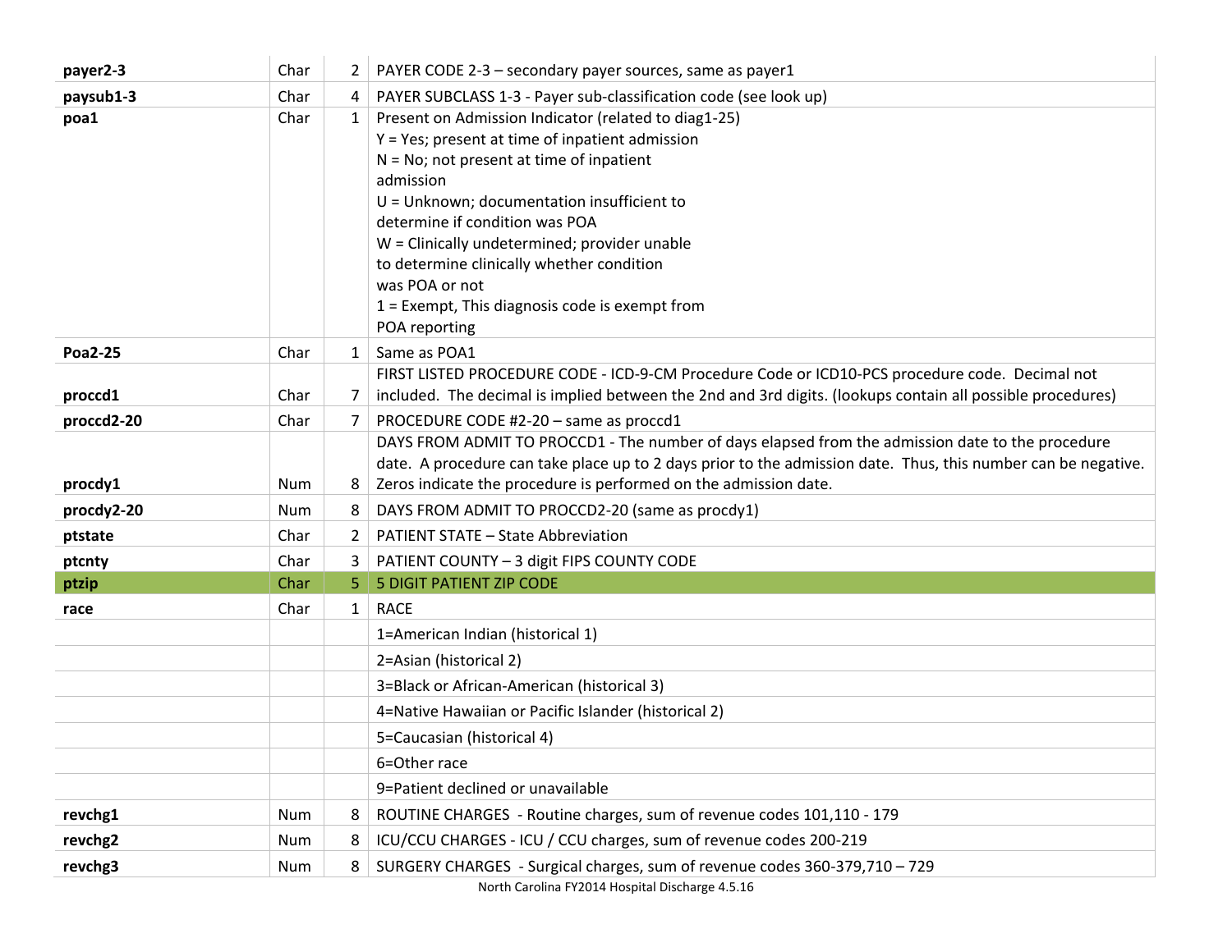| | | | |
|---|---|---|---|
| **payer2-3** | Char | 2 | PAYER CODE 2-3 – secondary payer sources, same as payer1 |
| **paysub1-3** | Char | 4 | PAYER SUBCLASS 1-3 - Payer sub-classification code (see look up) |
| **poa1** | Char | 1 | Present on Admission Indicator (related to diag1-25)<br>Y = Yes; present at time of inpatient admission<br>N = No; not present at time of inpatient admission<br>U = Unknown; documentation insufficient to determine if condition was POA<br>W = Clinically undetermined; provider unable to determine clinically whether condition was POA or not<br>1 = Exempt, This diagnosis code is exempt from POA reporting |
| **Poa2-25** | Char | 1 | Same as POA1 |
| **proccd1** | Char | 7 | FIRST LISTED PROCEDURE CODE - ICD-9-CM Procedure Code or ICD10-PCS procedure code. Decimal not included. The decimal is implied between the 2nd and 3rd digits. (lookups contain all possible procedures) |
| **proccd2-20** | Char | 7 | PROCEDURE CODE #2-20 – same as proccd1 |
| **procdy1** | Num | 8 | DAYS FROM ADMIT TO PROCCD1 - The number of days elapsed from the admission date to the procedure date. A procedure can take place up to 2 days prior to the admission date. Thus, this number can be negative. Zeros indicate the procedure is performed on the admission date. |
| **procdy2-20** | Num | 8 | DAYS FROM ADMIT TO PROCCD2-20 (same as procdy1) |
| **ptstate** | Char | 2 | PATIENT STATE – State Abbreviation |
| **ptcnty** | Char | 3 | PATIENT COUNTY – 3 digit FIPS COUNTY CODE |
| **ptzip** | Char | 5 | 5 DIGIT PATIENT ZIP CODE |
| **race** | Char | 1 | RACE |
| | | | 1=American Indian (historical 1) |
| | | | 2=Asian (historical 2) |
| | | | 3=Black or African-American (historical 3) |
| | | | 4=Native Hawaiian or Pacific Islander (historical 2) |
| | | | 5=Caucasian (historical 4) |
| | | | 6=Other race |
| | | | 9=Patient declined or unavailable |
| **revchg1** | Num | 8 | ROUTINE CHARGES - Routine charges, sum of revenue codes 101,110 - 179 |
| **revchg2** | Num | 8 | ICU/CCU CHARGES - ICU / CCU charges, sum of revenue codes 200-219 |
| **revchg3** | Num | 8 | SURGERY CHARGES - Surgical charges, sum of revenue codes 360-379,710 – 729 |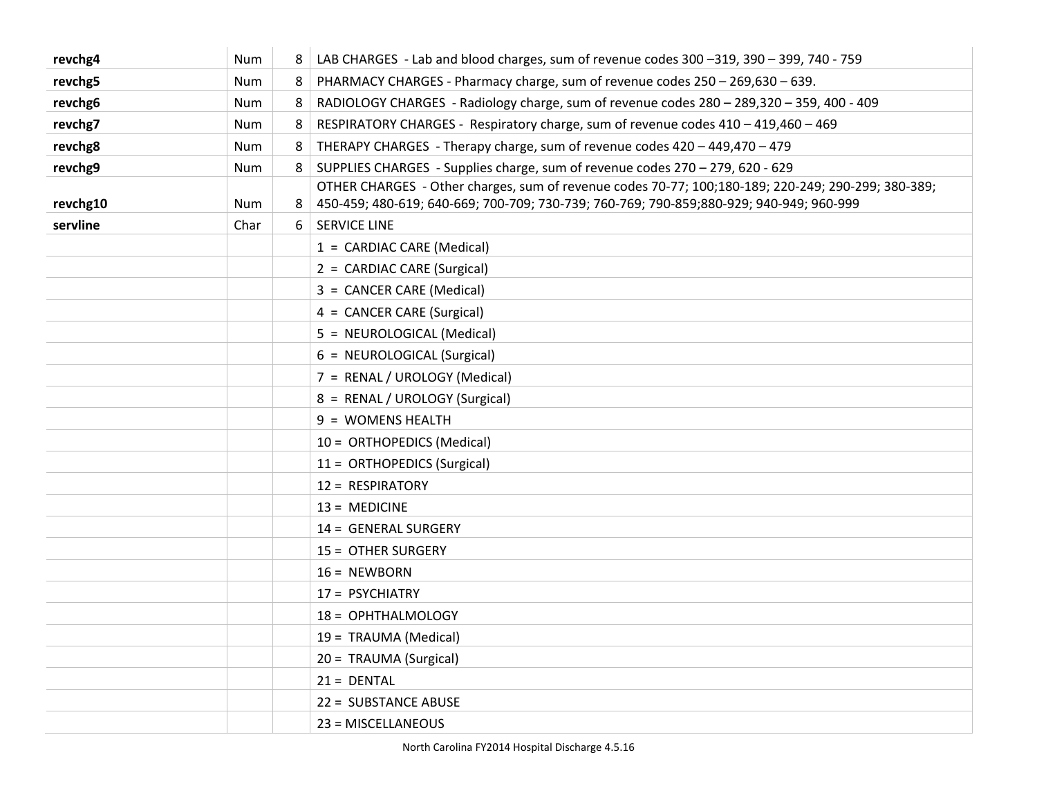| | | | |
|---|---|---|---|
| **revchg4** | Num | 8 | LAB CHARGES - Lab and blood charges, sum of revenue codes 300 –319, 390 – 399, 740 - 759 |
| **revchg5** | Num | 8 | PHARMACY CHARGES - Pharmacy charge, sum of revenue codes 250 – 269,630 – 639. |
| **revchg6** | Num | 8 | RADIOLOGY CHARGES - Radiology charge, sum of revenue codes 280 – 289,320 – 359, 400 - 409 |
| **revchg7** | Num | 8 | RESPIRATORY CHARGES - Respiratory charge, sum of revenue codes 410 – 419,460 – 469 |
| **revchg8** | Num | 8 | THERAPY CHARGES - Therapy charge, sum of revenue codes 420 – 449,470 – 479 |
| **revchg9** | Num | 8 | SUPPLIES CHARGES - Supplies charge, sum of revenue codes 270 – 279, 620 - 629 |
| **revchg10** | Num | 8 | OTHER CHARGES - Other charges, sum of revenue codes 70-77; 100;180-189; 220-249; 290-299; 380-389; 450-459; 480-619; 640-669; 700-709; 730-739; 760-769; 790-859;880-929; 940-949; 960-999 |
| **servline** | Char | 6 | SERVICE LINE |
| | | | 1 = CARDIAC CARE (Medical) |
| | | | 2 = CARDIAC CARE (Surgical) |
| | | | 3 = CANCER CARE (Medical) |
| | | | 4 = CANCER CARE (Surgical) |
| | | | 5 = NEUROLOGICAL (Medical) |
| | | | 6 = NEUROLOGICAL (Surgical) |
| | | | 7 = RENAL / UROLOGY (Medical) |
| | | | 8 = RENAL / UROLOGY (Surgical) |
| | | | 9 = WOMENS HEALTH |
| | | | 10 = ORTHOPEDICS (Medical) |
| | | | 11 = ORTHOPEDICS (Surgical) |
| | | | 12 = RESPIRATORY |
| | | | 13 = MEDICINE |
| | | | 14 = GENERAL SURGERY |
| | | | 15 = OTHER SURGERY |
| | | | 16 = NEWBORN |
| | | | 17 = PSYCHIATRY |
| | | | 18 = OPHTHALMOLOGY |
| | | | 19 = TRAUMA (Medical) |
| | | | 20 = TRAUMA (Surgical) |
| | | | 21 = DENTAL |
| | | | 22 = SUBSTANCE ABUSE |
| | | | 23 = MISCELLANEOUS |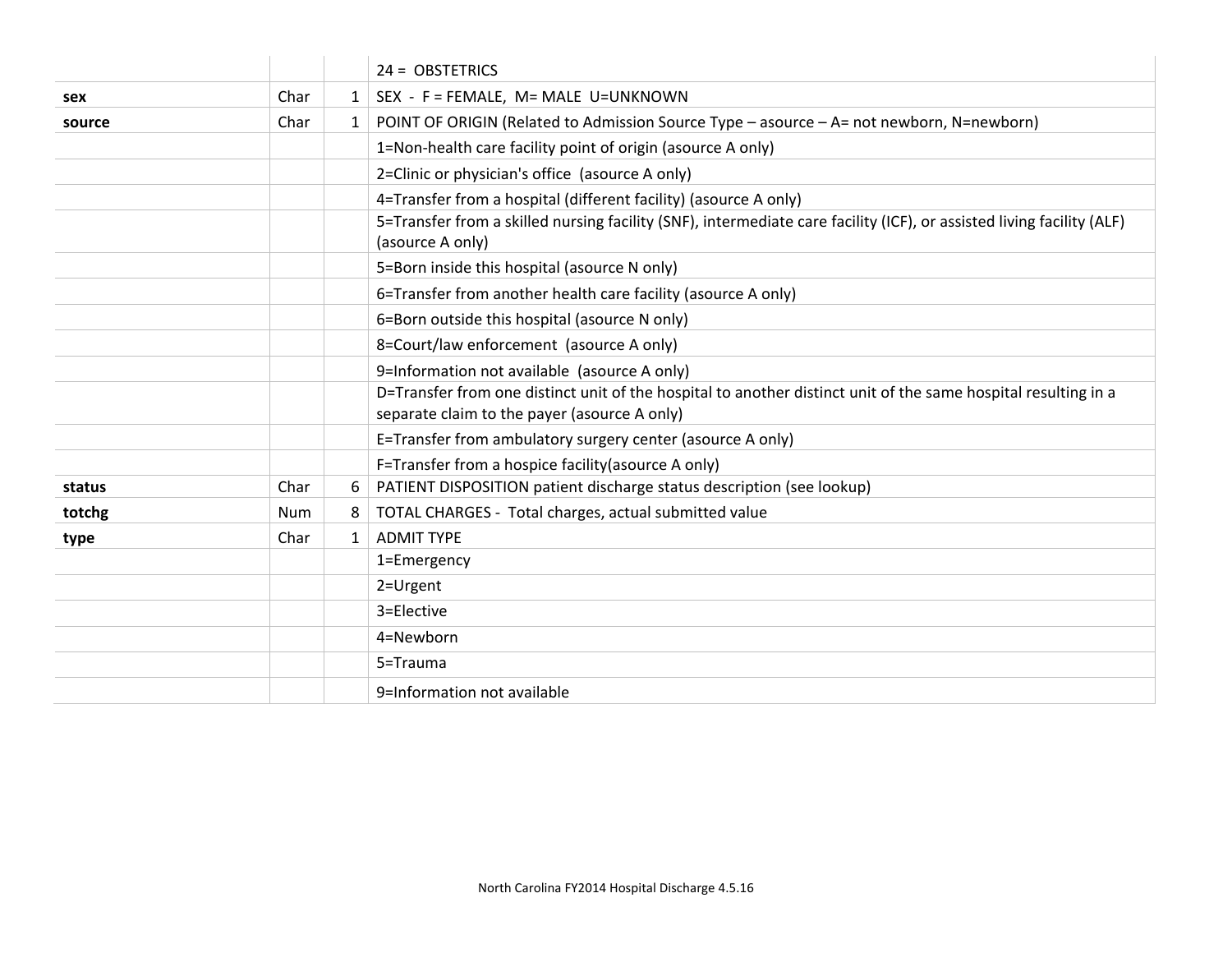| | | | |
|---|---|---|---|
| | | | 24 = OBSTETRICS |
| **sex** | Char | 1 | SEX - F = FEMALE, M= MALE U=UNKNOWN |
| **source** | Char | 1 | POINT OF ORIGIN (Related to Admission Source Type – asource – A= not newborn, N=newborn) |
| | | | 1=Non-health care facility point of origin (asource A only) |
| | | | 2=Clinic or physician's office (asource A only) |
| | | | 4=Transfer from a hospital (different facility) (asource A only) |
| | | | 5=Transfer from a skilled nursing facility (SNF), intermediate care facility (ICF), or assisted living facility (ALF) (asource A only) |
| | | | 5=Born inside this hospital (asource N only) |
| | | | 6=Transfer from another health care facility (asource A only) |
| | | | 6=Born outside this hospital (asource N only) |
| | | | 8=Court/law enforcement (asource A only) |
| | | | 9=Information not available (asource A only) |
| | | | D=Transfer from one distinct unit of the hospital to another distinct unit of the same hospital resulting in a separate claim to the payer (asource A only) |
| | | | E=Transfer from ambulatory surgery center (asource A only) |
| | | | F=Transfer from a hospice facility(asource A only) |
| **status** | Char | 6 | PATIENT DISPOSITION patient discharge status description (see lookup) |
| **totchg** | Num | 8 | TOTAL CHARGES - Total charges, actual submitted value |
| **type** | Char | 1 | ADMIT TYPE |
| | | | 1=Emergency |
| | | | 2=Urgent |
| | | | 3=Elective |
| | | | 4=Newborn |
| | | | 5=Trauma |
| | | | 9=Information not available |